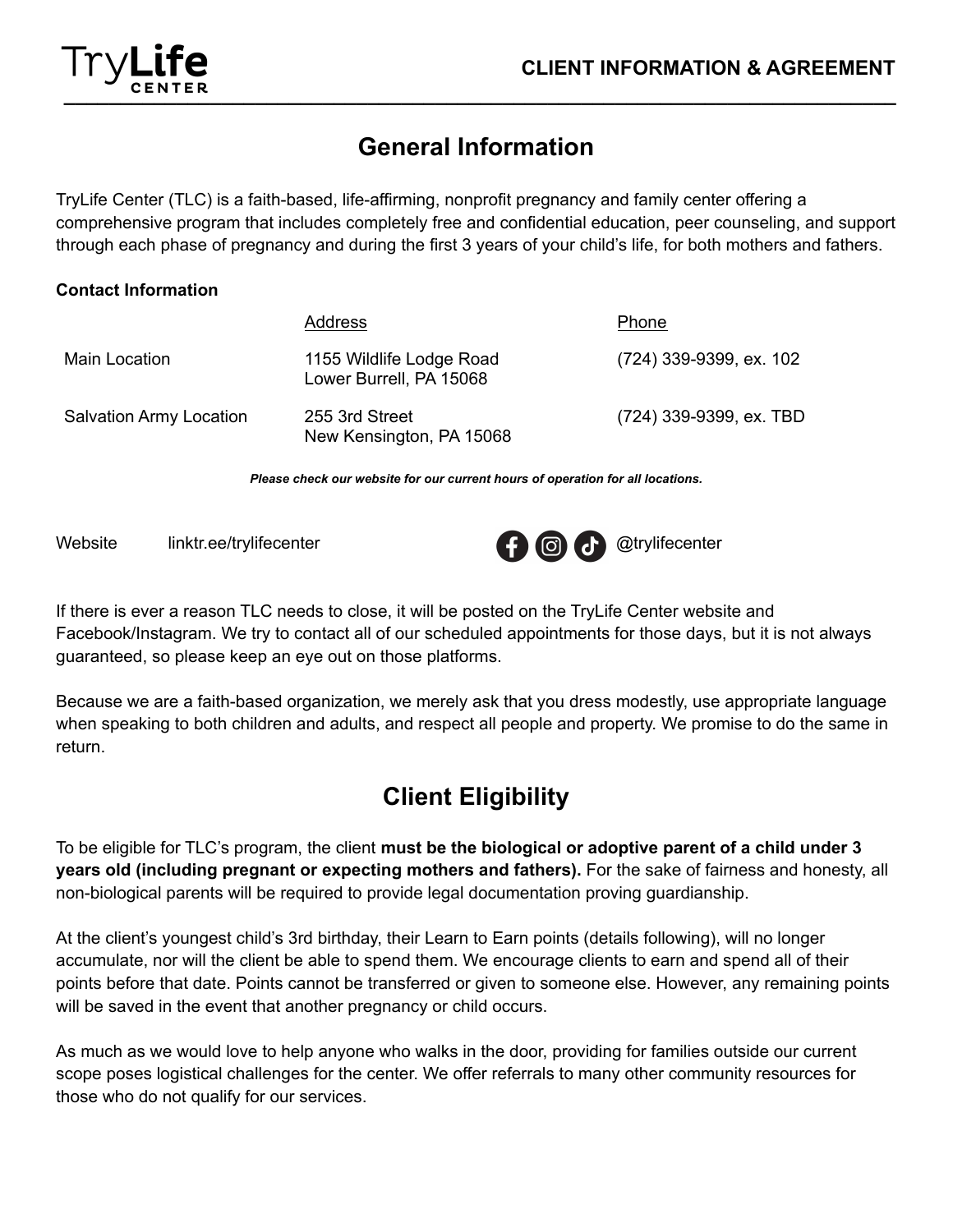# CLIENT INFORMATION & AGREEMENT

## General Information

TryLife Center (TLC) is a faith-based, life-affirming, nonprofit pregnancy and family center offering a comprehensive program that includes completely free and confidential education, peer counseling, and support through each phase of pregnancy and during the first 3 years of your child's life, for both mothers and fathers.

**Contact Information**

| | Address | Phone |
|---|---|---|
| Main Location | 1155 Wildlife Lodge Road<br>Lower Burrell, PA 15068 | (724) 339-9399, ex. 102 |
| Salvation Army Location | 255 3rd Street<br>New Kensington, PA 15068 | (724) 339-9399, ex. TBD |

***Please check our website for our current hours of operation for all locations.***

Website linktr.ee/trylifecenter

@trylifecenter

If there is ever a reason TLC needs to close, it will be posted on the TryLife Center website and Facebook/Instagram. We try to contact all of our scheduled appointments for those days, but it is not always guaranteed, so please keep an eye out on those platforms.

Because we are a faith-based organization, we merely ask that you dress modestly, use appropriate language when speaking to both children and adults, and respect all people and property. We promise to do the same in return.

## Client Eligibility

To be eligible for TLC's program, the client **must be the biological or adoptive parent of a child under 3 years old (including pregnant or expecting mothers and fathers).** For the sake of fairness and honesty, all non-biological parents will be required to provide legal documentation proving guardianship.

At the client's youngest child's 3rd birthday, their Learn to Earn points (details following), will no longer accumulate, nor will the client be able to spend them. We encourage clients to earn and spend all of their points before that date. Points cannot be transferred or given to someone else. However, any remaining points will be saved in the event that another pregnancy or child occurs.

As much as we would love to help anyone who walks in the door, providing for families outside our current scope poses logistical challenges for the center. We offer referrals to many other community resources for those who do not qualify for our services.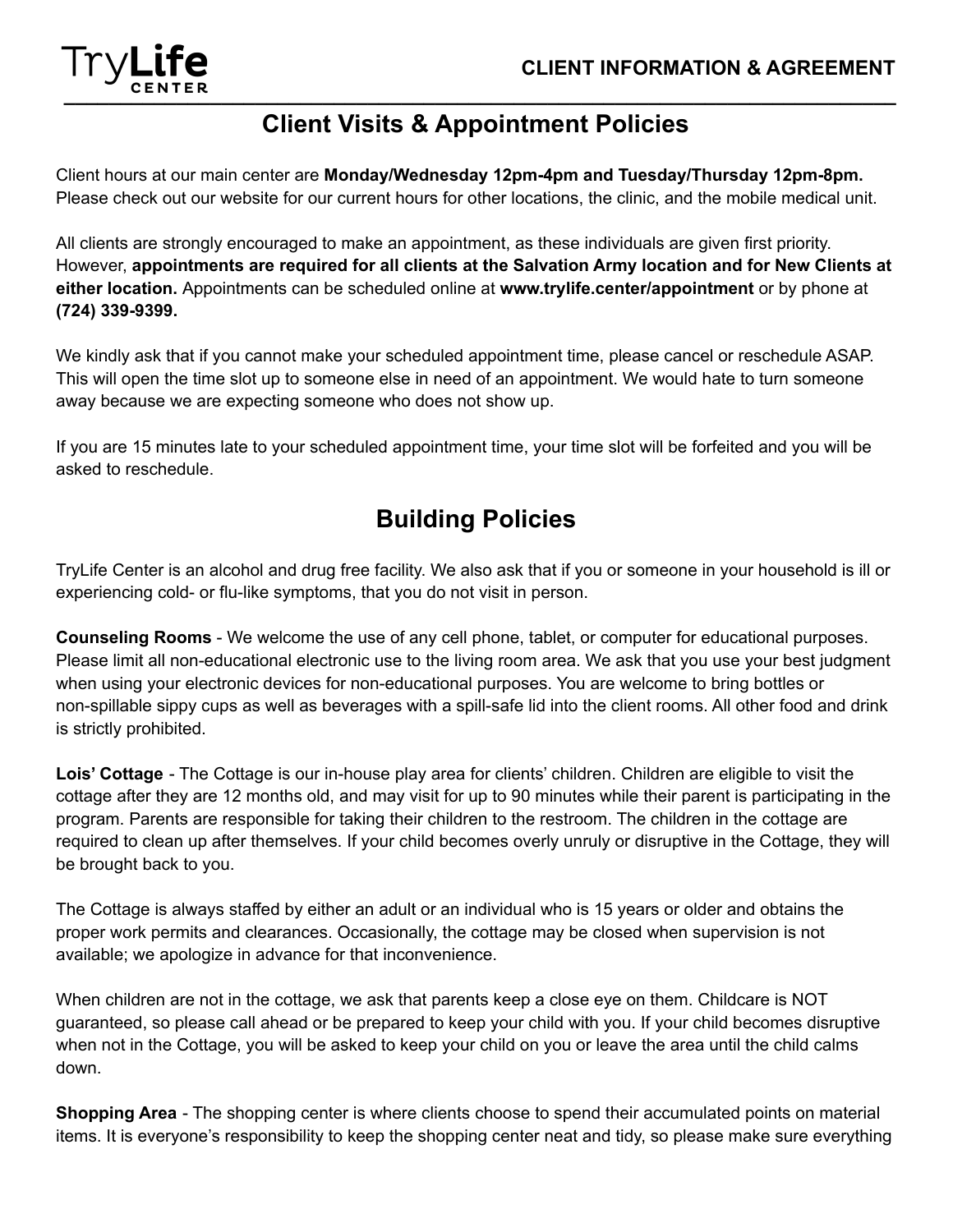# Client Visits & Appointment Policies

Client hours at our main center are **Monday/Wednesday 12pm-4pm and Tuesday/Thursday 12pm-8pm.** Please check out our website for our current hours for other locations, the clinic, and the mobile medical unit.

All clients are strongly encouraged to make an appointment, as these individuals are given first priority. However, **appointments are required for all clients at the Salvation Army location and for New Clients at either location.** Appointments can be scheduled online at **www.trylife.center/appointment** or by phone at **(724) 339-9399.**

We kindly ask that if you cannot make your scheduled appointment time, please cancel or reschedule ASAP. This will open the time slot up to someone else in need of an appointment. We would hate to turn someone away because we are expecting someone who does not show up.

If you are 15 minutes late to your scheduled appointment time, your time slot will be forfeited and you will be asked to reschedule.

# Building Policies

TryLife Center is an alcohol and drug free facility. We also ask that if you or someone in your household is ill or experiencing cold- or flu-like symptoms, that you do not visit in person.

**Counseling Rooms** - We welcome the use of any cell phone, tablet, or computer for educational purposes. Please limit all non-educational electronic use to the living room area. We ask that you use your best judgment when using your electronic devices for non-educational purposes. You are welcome to bring bottles or non-spillable sippy cups as well as beverages with a spill-safe lid into the client rooms. All other food and drink is strictly prohibited.

**Lois' Cottage** - The Cottage is our in-house play area for clients' children. Children are eligible to visit the cottage after they are 12 months old, and may visit for up to 90 minutes while their parent is participating in the program. Parents are responsible for taking their children to the restroom. The children in the cottage are required to clean up after themselves. If your child becomes overly unruly or disruptive in the Cottage, they will be brought back to you.

The Cottage is always staffed by either an adult or an individual who is 15 years or older and obtains the proper work permits and clearances. Occasionally, the cottage may be closed when supervision is not available; we apologize in advance for that inconvenience.

When children are not in the cottage, we ask that parents keep a close eye on them. Childcare is NOT guaranteed, so please call ahead or be prepared to keep your child with you. If your child becomes disruptive when not in the Cottage, you will be asked to keep your child on you or leave the area until the child calms down.

**Shopping Area** - The shopping center is where clients choose to spend their accumulated points on material items. It is everyone's responsibility to keep the shopping center neat and tidy, so please make sure everything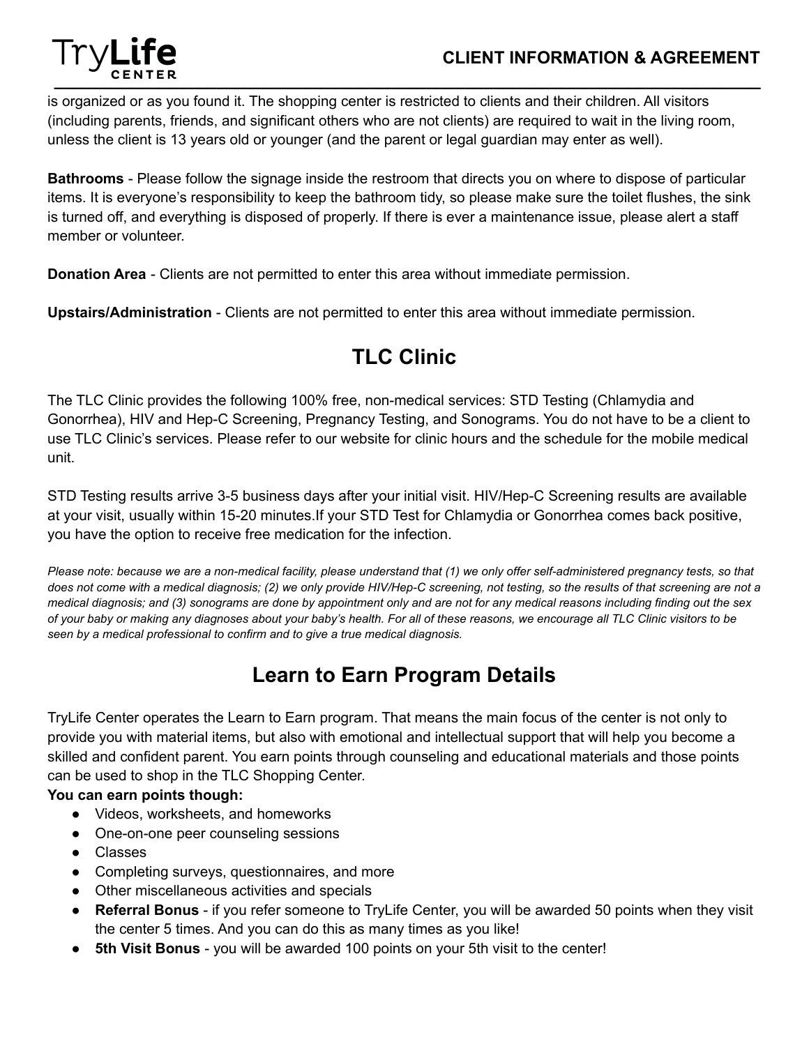is organized or as you found it. The shopping center is restricted to clients and their children. All visitors (including parents, friends, and significant others who are not clients) are required to wait in the living room, unless the client is 13 years old or younger (and the parent or legal guardian may enter as well).

**Bathrooms** - Please follow the signage inside the restroom that directs you on where to dispose of particular items. It is everyone's responsibility to keep the bathroom tidy, so please make sure the toilet flushes, the sink is turned off, and everything is disposed of properly. If there is ever a maintenance issue, please alert a staff member or volunteer.

**Donation Area** - Clients are not permitted to enter this area without immediate permission.

**Upstairs/Administration** - Clients are not permitted to enter this area without immediate permission.

## TLC Clinic

The TLC Clinic provides the following 100% free, non-medical services: STD Testing (Chlamydia and Gonorrhea), HIV and Hep-C Screening, Pregnancy Testing, and Sonograms. You do not have to be a client to use TLC Clinic's services. Please refer to our website for clinic hours and the schedule for the mobile medical unit.

STD Testing results arrive 3-5 business days after your initial visit. HIV/Hep-C Screening results are available at your visit, usually within 15-20 minutes.If your STD Test for Chlamydia or Gonorrhea comes back positive, you have the option to receive free medication for the infection.

*Please note: because we are a non-medical facility, please understand that (1) we only offer self-administered pregnancy tests, so that does not come with a medical diagnosis; (2) we only provide HIV/Hep-C screening, not testing, so the results of that screening are not a medical diagnosis; and (3) sonograms are done by appointment only and are not for any medical reasons including finding out the sex of your baby or making any diagnoses about your baby's health. For all of these reasons, we encourage all TLC Clinic visitors to be seen by a medical professional to confirm and to give a true medical diagnosis.*

## Learn to Earn Program Details

TryLife Center operates the Learn to Earn program. That means the main focus of the center is not only to provide you with material items, but also with emotional and intellectual support that will help you become a skilled and confident parent. You earn points through counseling and educational materials and those points can be used to shop in the TLC Shopping Center.

**You can earn points though:**

- Videos, worksheets, and homeworks
- One-on-one peer counseling sessions
- Classes
- Completing surveys, questionnaires, and more
- Other miscellaneous activities and specials
- **Referral Bonus** - if you refer someone to TryLife Center, you will be awarded 50 points when they visit the center 5 times. And you can do this as many times as you like!
- **5th Visit Bonus** - you will be awarded 100 points on your 5th visit to the center!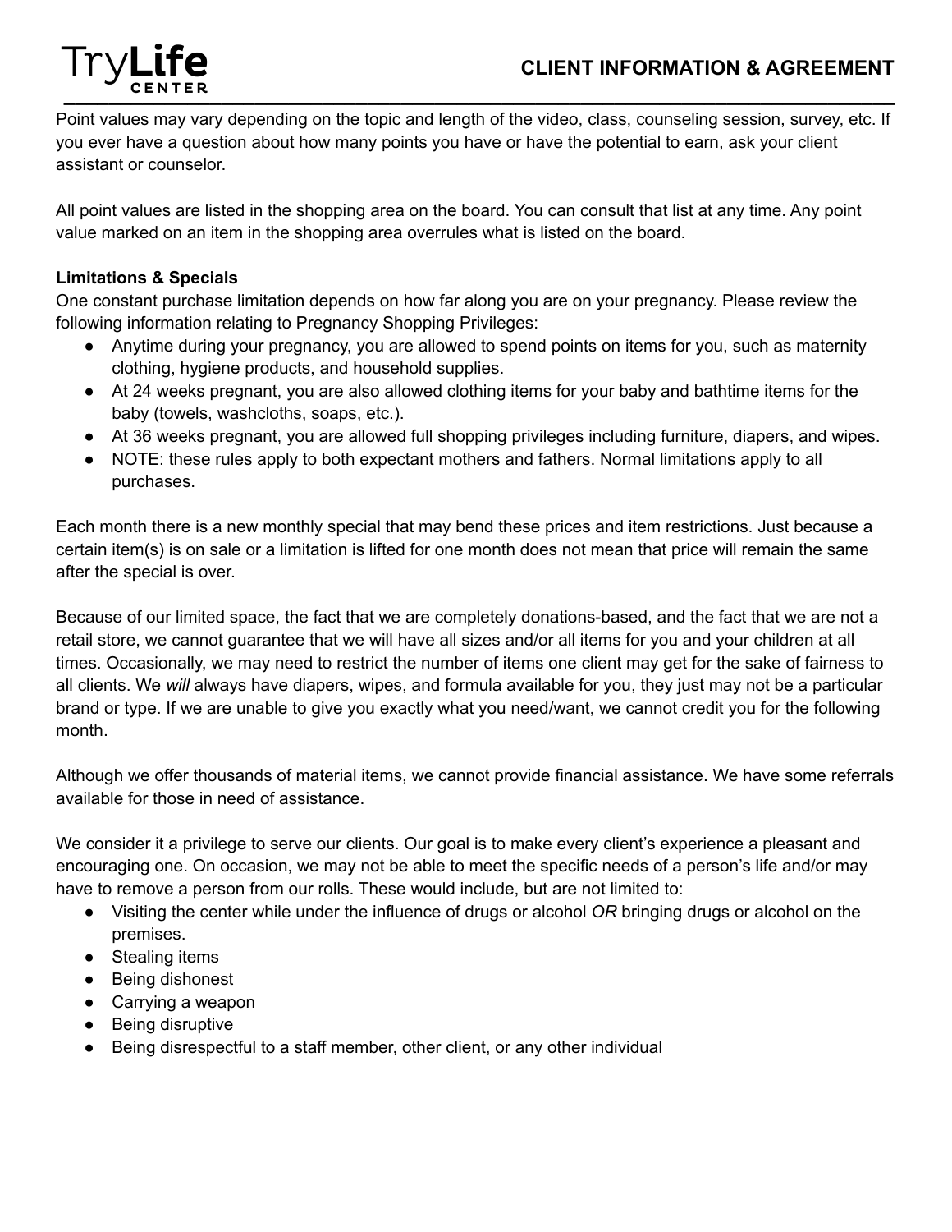Point values may vary depending on the topic and length of the video, class, counseling session, survey, etc. If you ever have a question about how many points you have or have the potential to earn, ask your client assistant or counselor.

All point values are listed in the shopping area on the board. You can consult that list at any time. Any point value marked on an item in the shopping area overrules what is listed on the board.

**Limitations & Specials**

One constant purchase limitation depends on how far along you are on your pregnancy. Please review the following information relating to Pregnancy Shopping Privileges:

- Anytime during your pregnancy, you are allowed to spend points on items for you, such as maternity clothing, hygiene products, and household supplies.
- At 24 weeks pregnant, you are also allowed clothing items for your baby and bathtime items for the baby (towels, washcloths, soaps, etc.).
- At 36 weeks pregnant, you are allowed full shopping privileges including furniture, diapers, and wipes.
- NOTE: these rules apply to both expectant mothers and fathers. Normal limitations apply to all purchases.

Each month there is a new monthly special that may bend these prices and item restrictions. Just because a certain item(s) is on sale or a limitation is lifted for one month does not mean that price will remain the same after the special is over.

Because of our limited space, the fact that we are completely donations-based, and the fact that we are not a retail store, we cannot guarantee that we will have all sizes and/or all items for you and your children at all times. Occasionally, we may need to restrict the number of items one client may get for the sake of fairness to all clients. We *will* always have diapers, wipes, and formula available for you, they just may not be a particular brand or type. If we are unable to give you exactly what you need/want, we cannot credit you for the following month.

Although we offer thousands of material items, we cannot provide financial assistance. We have some referrals available for those in need of assistance.

We consider it a privilege to serve our clients. Our goal is to make every client's experience a pleasant and encouraging one. On occasion, we may not be able to meet the specific needs of a person's life and/or may have to remove a person from our rolls. These would include, but are not limited to:

- Visiting the center while under the influence of drugs or alcohol *OR* bringing drugs or alcohol on the premises.
- Stealing items
- Being dishonest
- Carrying a weapon
- Being disruptive
- Being disrespectful to a staff member, other client, or any other individual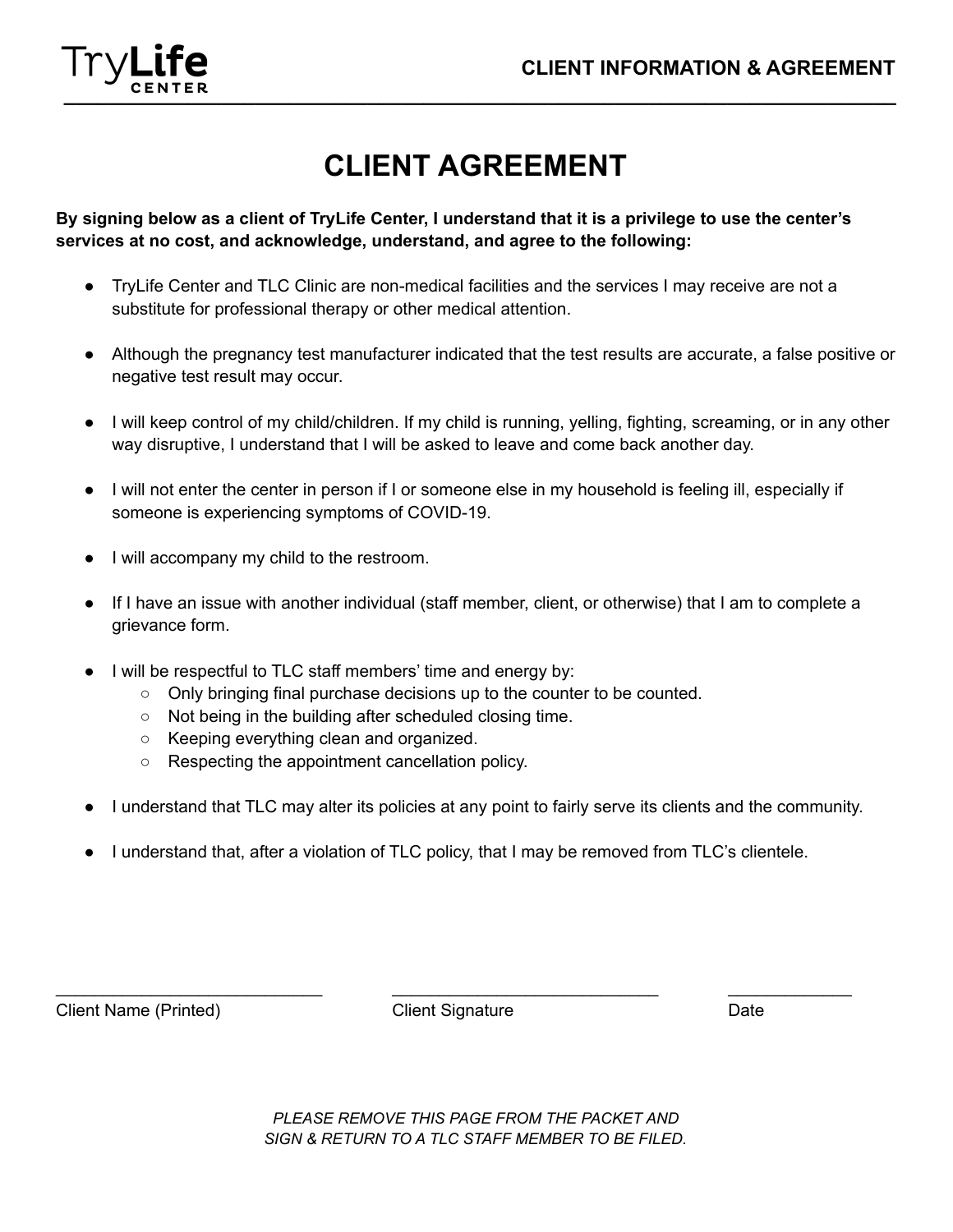# CLIENT AGREEMENT

**By signing below as a client of TryLife Center, I understand that it is a privilege to use the center's services at no cost, and acknowledge, understand, and agree to the following:**

- TryLife Center and TLC Clinic are non-medical facilities and the services I may receive are not a substitute for professional therapy or other medical attention.
- Although the pregnancy test manufacturer indicated that the test results are accurate, a false positive or negative test result may occur.
- I will keep control of my child/children. If my child is running, yelling, fighting, screaming, or in any other way disruptive, I understand that I will be asked to leave and come back another day.
- I will not enter the center in person if I or someone else in my household is feeling ill, especially if someone is experiencing symptoms of COVID-19.
- I will accompany my child to the restroom.
- If I have an issue with another individual (staff member, client, or otherwise) that I am to complete a grievance form.
- I will be respectful to TLC staff members' time and energy by:
  - Only bringing final purchase decisions up to the counter to be counted.
  - Not being in the building after scheduled closing time.
  - Keeping everything clean and organized.
  - Respecting the appointment cancellation policy.
- I understand that TLC may alter its policies at any point to fairly serve its clients and the community.
- I understand that, after a violation of TLC policy, that I may be removed from TLC's clientele.

| | | |
|---|---|---|
| ______________________________ | ______________________________ | ______________ |
| Client Name (Printed) | Client Signature | Date |

*PLEASE REMOVE THIS PAGE FROM THE PACKET AND SIGN & RETURN TO A TLC STAFF MEMBER TO BE FILED.*